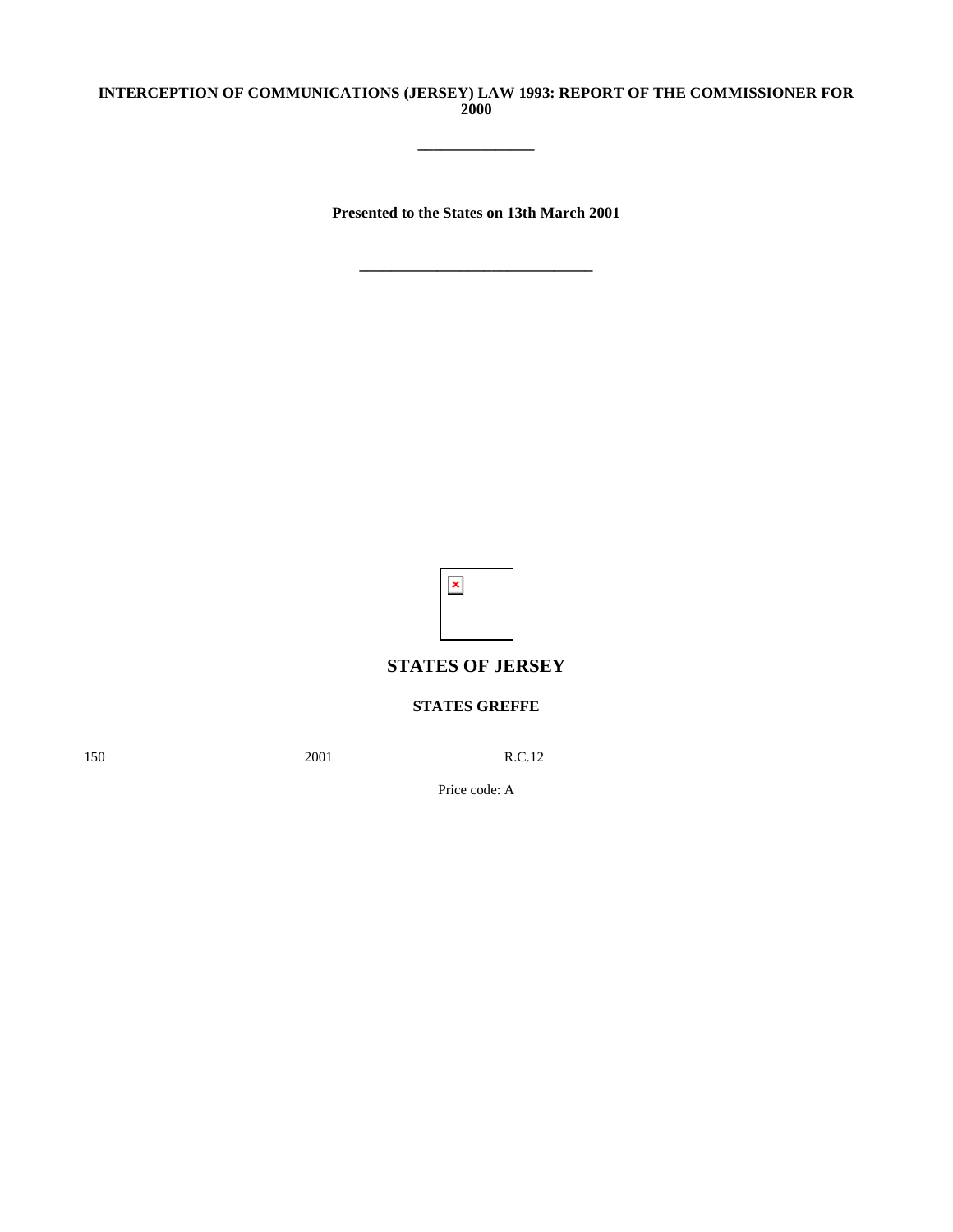**INTERCEPTION OF COMMUNICATIONS (JERSEY) LAW 1993: REPORT OF THE COMMISSIONER FOR 2000**

\_\_\_\_\_\_\_\_\_\_\_\_\_\_\_

**Presented to the States on 13th March 2001**

\_\_\_\_\_\_\_\_\_\_\_\_\_\_\_\_\_\_\_\_\_\_\_\_\_\_\_\_\_\_

## STATES OF JERSEY

**STATES GREFFE**

150 2001 R.C.12

Price code: A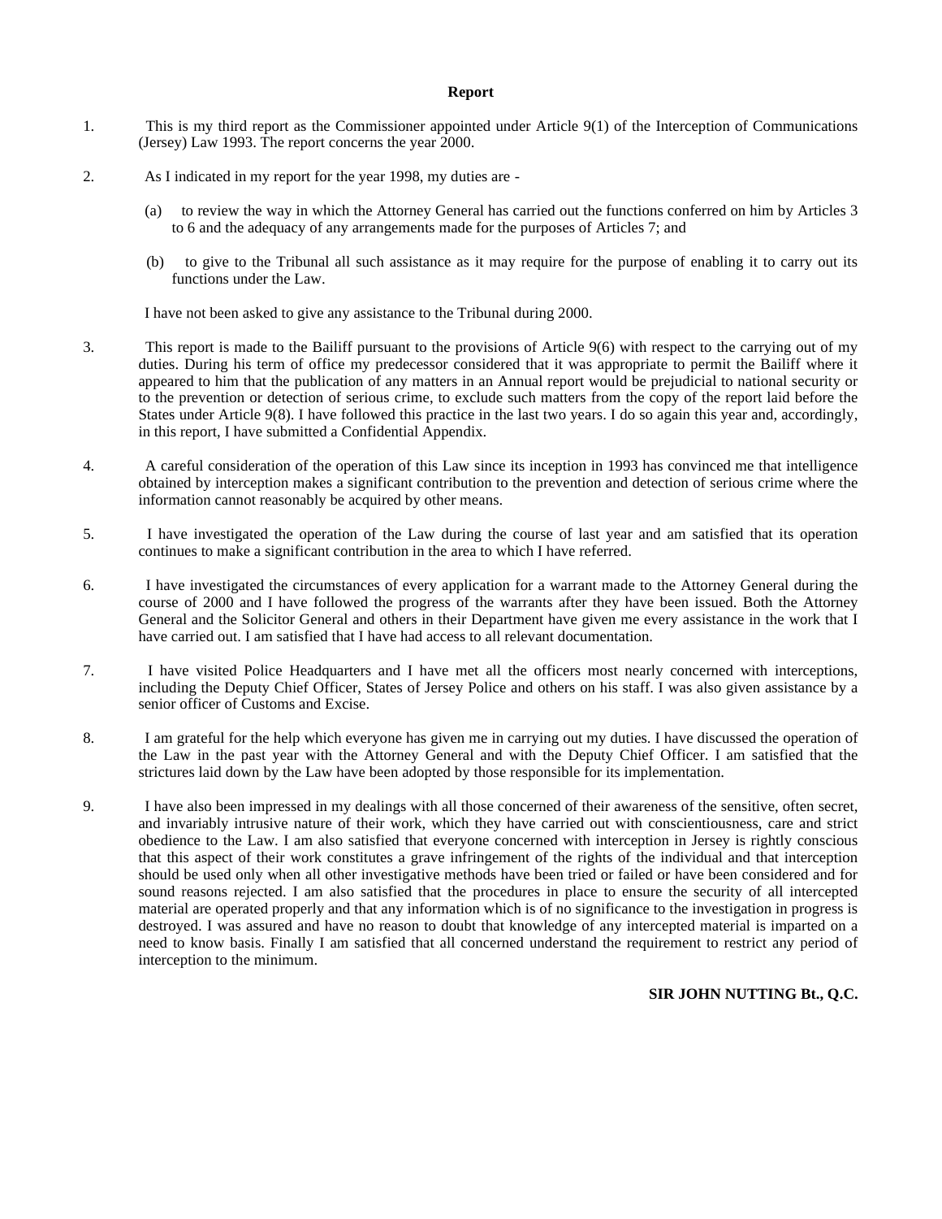**Report**

1. This is my third report as the Commissioner appointed under Article 9(1) of the Interception of Communications (Jersey) Law 1993. The report concerns the year 2000.

2. As I indicated in my report for the year 1998, my duties are -

   (a) to review the way in which the Attorney General has carried out the functions conferred on him by Articles 3 to 6 and the adequacy of any arrangements made for the purposes of Articles 7; and

   (b) to give to the Tribunal all such assistance as it may require for the purpose of enabling it to carry out its functions under the Law.

   I have not been asked to give any assistance to the Tribunal during 2000.

3. This report is made to the Bailiff pursuant to the provisions of Article 9(6) with respect to the carrying out of my duties. During his term of office my predecessor considered that it was appropriate to permit the Bailiff where it appeared to him that the publication of any matters in an Annual report would be prejudicial to national security or to the prevention or detection of serious crime, to exclude such matters from the copy of the report laid before the States under Article 9(8). I have followed this practice in the last two years. I do so again this year and, accordingly, in this report, I have submitted a Confidential Appendix.

4. A careful consideration of the operation of this Law since its inception in 1993 has convinced me that intelligence obtained by interception makes a significant contribution to the prevention and detection of serious crime where the information cannot reasonably be acquired by other means.

5. I have investigated the operation of the Law during the course of last year and am satisfied that its operation continues to make a significant contribution in the area to which I have referred.

6. I have investigated the circumstances of every application for a warrant made to the Attorney General during the course of 2000 and I have followed the progress of the warrants after they have been issued. Both the Attorney General and the Solicitor General and others in their Department have given me every assistance in the work that I have carried out. I am satisfied that I have had access to all relevant documentation.

7. I have visited Police Headquarters and I have met all the officers most nearly concerned with interceptions, including the Deputy Chief Officer, States of Jersey Police and others on his staff. I was also given assistance by a senior officer of Customs and Excise.

8. I am grateful for the help which everyone has given me in carrying out my duties. I have discussed the operation of the Law in the past year with the Attorney General and with the Deputy Chief Officer. I am satisfied that the strictures laid down by the Law have been adopted by those responsible for its implementation.

9. I have also been impressed in my dealings with all those concerned of their awareness of the sensitive, often secret, and invariably intrusive nature of their work, which they have carried out with conscientiousness, care and strict obedience to the Law. I am also satisfied that everyone concerned with interception in Jersey is rightly conscious that this aspect of their work constitutes a grave infringement of the rights of the individual and that interception should be used only when all other investigative methods have been tried or failed or have been considered and for sound reasons rejected. I am also satisfied that the procedures in place to ensure the security of all intercepted material are operated properly and that any information which is of no significance to the investigation in progress is destroyed. I was assured and have no reason to doubt that knowledge of any intercepted material is imparted on a need to know basis. Finally I am satisfied that all concerned understand the requirement to restrict any period of interception to the minimum.

**SIR JOHN NUTTING Bt., Q.C.**